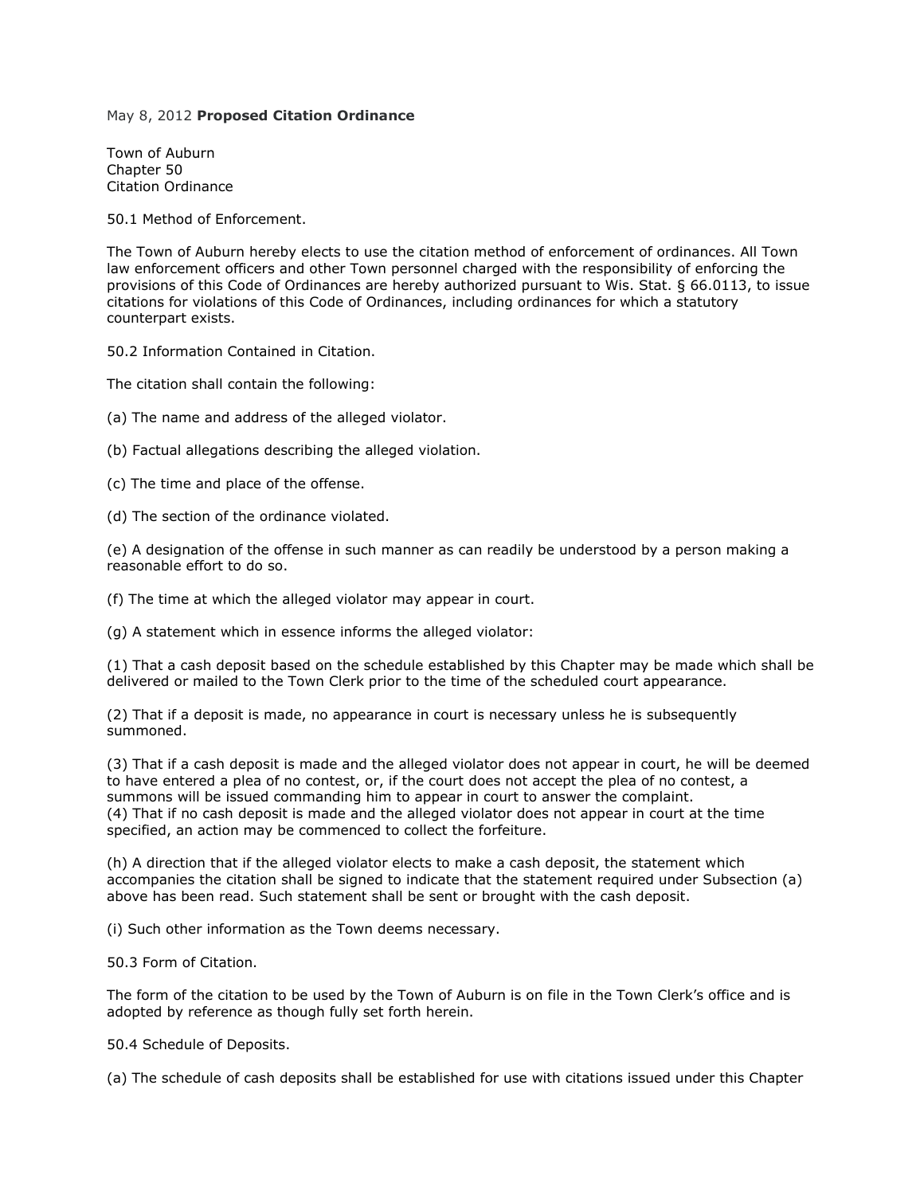May 8, 2012 **Proposed Citation Ordinance**

Town of Auburn
Chapter 50
Citation Ordinance

50.1 Method of Enforcement.

The Town of Auburn hereby elects to use the citation method of enforcement of ordinances. All Town law enforcement officers and other Town personnel charged with the responsibility of enforcing the provisions of this Code of Ordinances are hereby authorized pursuant to Wis. Stat. § 66.0113, to issue citations for violations of this Code of Ordinances, including ordinances for which a statutory counterpart exists.

50.2 Information Contained in Citation.

The citation shall contain the following:

(a) The name and address of the alleged violator.

(b) Factual allegations describing the alleged violation.

(c) The time and place of the offense.

(d) The section of the ordinance violated.

(e) A designation of the offense in such manner as can readily be understood by a person making a reasonable effort to do so.

(f) The time at which the alleged violator may appear in court.

(g) A statement which in essence informs the alleged violator:

(1) That a cash deposit based on the schedule established by this Chapter may be made which shall be delivered or mailed to the Town Clerk prior to the time of the scheduled court appearance.

(2) That if a deposit is made, no appearance in court is necessary unless he is subsequently summoned.

(3) That if a cash deposit is made and the alleged violator does not appear in court, he will be deemed to have entered a plea of no contest, or, if the court does not accept the plea of no contest, a summons will be issued commanding him to appear in court to answer the complaint.
(4) That if no cash deposit is made and the alleged violator does not appear in court at the time specified, an action may be commenced to collect the forfeiture.

(h) A direction that if the alleged violator elects to make a cash deposit, the statement which accompanies the citation shall be signed to indicate that the statement required under Subsection (a) above has been read. Such statement shall be sent or brought with the cash deposit.

(i) Such other information as the Town deems necessary.

50.3 Form of Citation.

The form of the citation to be used by the Town of Auburn is on file in the Town Clerk's office and is adopted by reference as though fully set forth herein.

50.4 Schedule of Deposits.

(a) The schedule of cash deposits shall be established for use with citations issued under this Chapter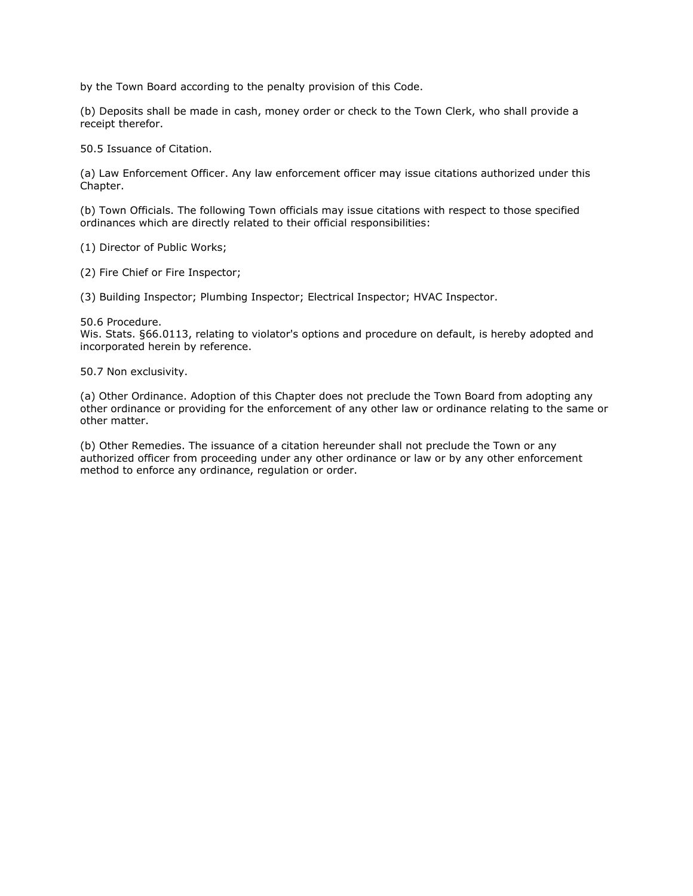by the Town Board according to the penalty provision of this Code.

(b) Deposits shall be made in cash, money order or check to the Town Clerk, who shall provide a receipt therefor.

50.5 Issuance of Citation.

(a) Law Enforcement Officer. Any law enforcement officer may issue citations authorized under this Chapter.

(b) Town Officials. The following Town officials may issue citations with respect to those specified ordinances which are directly related to their official responsibilities:

(1) Director of Public Works;

(2) Fire Chief or Fire Inspector;

(3) Building Inspector; Plumbing Inspector; Electrical Inspector; HVAC Inspector.

50.6 Procedure.
Wis. Stats. §66.0113, relating to violator's options and procedure on default, is hereby adopted and incorporated herein by reference.

50.7 Non exclusivity.

(a) Other Ordinance. Adoption of this Chapter does not preclude the Town Board from adopting any other ordinance or providing for the enforcement of any other law or ordinance relating to the same or other matter.

(b) Other Remedies. The issuance of a citation hereunder shall not preclude the Town or any authorized officer from proceeding under any other ordinance or law or by any other enforcement method to enforce any ordinance, regulation or order.